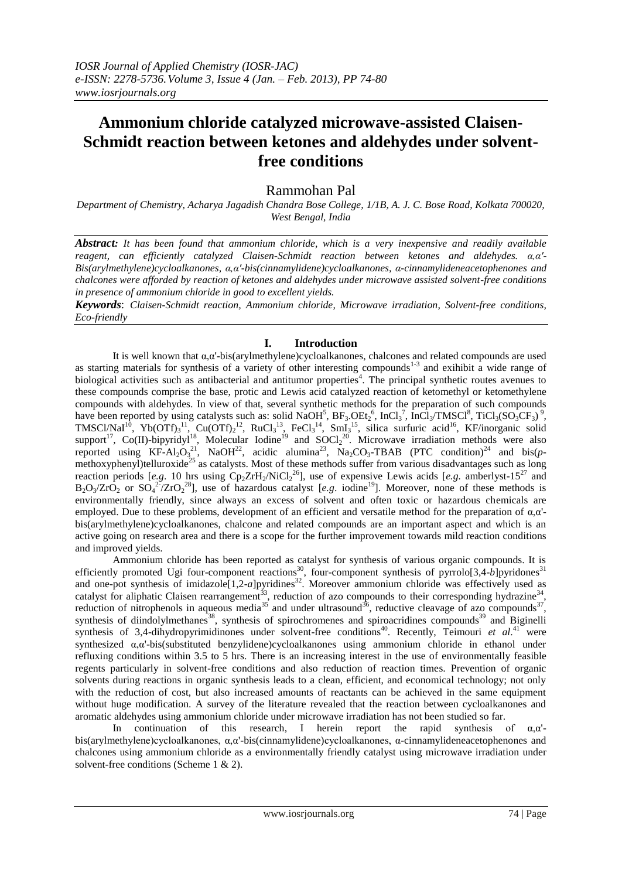# Ammonium chloride catalyzed microwave-assisted Claisen-Schmidt reaction between ketones and aldehydes under solvent-free conditions

Rammohan Pal

*Department of Chemistry, Acharya Jagadish Chandra Bose College, 1/1B, A. J. C. Bose Road, Kolkata 700020, West Bengal, India*

***Abstract:** It has been found that ammonium chloride, which is a very inexpensive and readily available reagent, can efficiently catalyzed Claisen-Schmidt reaction between ketones and aldehydes. α,α'-Bis(arylmethylene)cycloalkanones, α,α'-bis(cinnamylidene)cycloalkanones, α-cinnamylideneacetophenones and chalcones were afforded by reaction of ketones and aldehydes under microwave assisted solvent-free conditions in presence of ammonium chloride in good to excellent yields.*

***Keywords**: Claisen-Schmidt reaction, Ammonium chloride, Microwave irradiation, Solvent-free conditions, Eco-friendly*

## I. Introduction

It is well known that α,α'-bis(arylmethylene)cycloalkanones, chalcones and related compounds are used as starting materials for synthesis of a variety of other interesting compounds[1-3] and exihibit a wide range of biological activities such as antibacterial and antitumor properties[4]. The principal synthetic routes avenues to these compounds comprise the base, protic and Lewis acid catalyzed reaction of ketomethyl or ketomethylene compounds with aldehydes. In view of that, several synthetic methods for the preparation of such compounds have been reported by using catalysts such as: solid NaOH[5], $BF_3.OEt_2$[6], $InCl_3$[7], $InCl_3$/TMSCl[8], $TiCl_3(SO_3CF_3)$[9], TMSCl/NaI[10], $Yb(OTf)_3$[11], $Cu(OTf)_2$[12], $RuCl_3$[13], $FeCl_3$[14], $SmI_3$[15], silica surfuric acid[16], KF/inorganic solid support[17], Co(II)-bipyridyl[18], Molecular Iodine[19] and $SOCl_2$[20]. Microwave irradiation methods were also reported using KF-$Al_2O_3$[21], NaOH[22], acidic alumina[23], $Na_2CO_3$-TBAB (PTC condition)[24] and bis(*p*-methoxyphenyl)telluroxide[25] as catalysts. Most of these methods suffer from various disadvantages such as long reaction periods [*e.g*. 10 hrs using $Cp_2ZrH_2/NiCl_2$[26]], use of expensive Lewis acids [*e.g.* amberlyst-15[27] and $B_2O_3/ZrO_2$ or $SO_4^{2-}/ZrO_2$[28]], use of hazardous catalyst [*e.g*. iodine[19]]. Moreover, none of these methods is environmentally friendly, since always an excess of solvent and often toxic or hazardous chemicals are employed. Due to these problems, development of an efficient and versatile method for the preparation of α,α'-bis(arylmethylene)cycloalkanones, chalcone and related compounds are an important aspect and which is an active going on research area and there is a scope for the further improvement towards mild reaction conditions and improved yields.

Ammonium chloride has been reported as catalyst for synthesis of various organic compounds. It is efficiently promoted Ugi four-component reactions[30], four-component synthesis of pyrrolo[3,4-*b*]pyridones[31] and one-pot synthesis of imidazole[1,2-*a*]pyridines[32]. Moreover ammonium chloride was effectively used as catalyst for aliphatic Claisen rearrangement[33], reduction of azo compounds to their corresponding hydrazine[34], reduction of nitrophenols in aqueous media[35] and under ultrasound[36], reductive cleavage of azo compounds[37], synthesis of diindolylmethanes[38], synthesis of spirochromenes and spiroacridines compounds[39] and Biginelli synthesis of 3,4-dihydropyrimidinones under solvent-free conditions[40]. Recently, Teimouri *et al*.[41] were synthesized α,α'-bis(substituted benzylidene)cycloalkanones using ammonium chloride in ethanol under refluxing conditions within 3.5 to 5 hrs. There is an increasing interest in the use of environmentally feasible regents particularly in solvent-free conditions and also reduction of reaction times. Prevention of organic solvents during reactions in organic synthesis leads to a clean, efficient, and economical technology; not only with the reduction of cost, but also increased amounts of reactants can be achieved in the same equipment without huge modification. A survey of the literature revealed that the reaction between cycloalkanones and aromatic aldehydes using ammonium chloride under microwave irradiation has not been studied so far.

In continuation of this research, I herein report the rapid synthesis of α,α'-bis(arylmethylene)cycloalkanones, α,α'-bis(cinnamylidene)cycloalkanones, α-cinnamylideneacetophenones and chalcones using ammonium chloride as a environmentally friendly catalyst using microwave irradiation under solvent-free conditions (Scheme 1 & 2).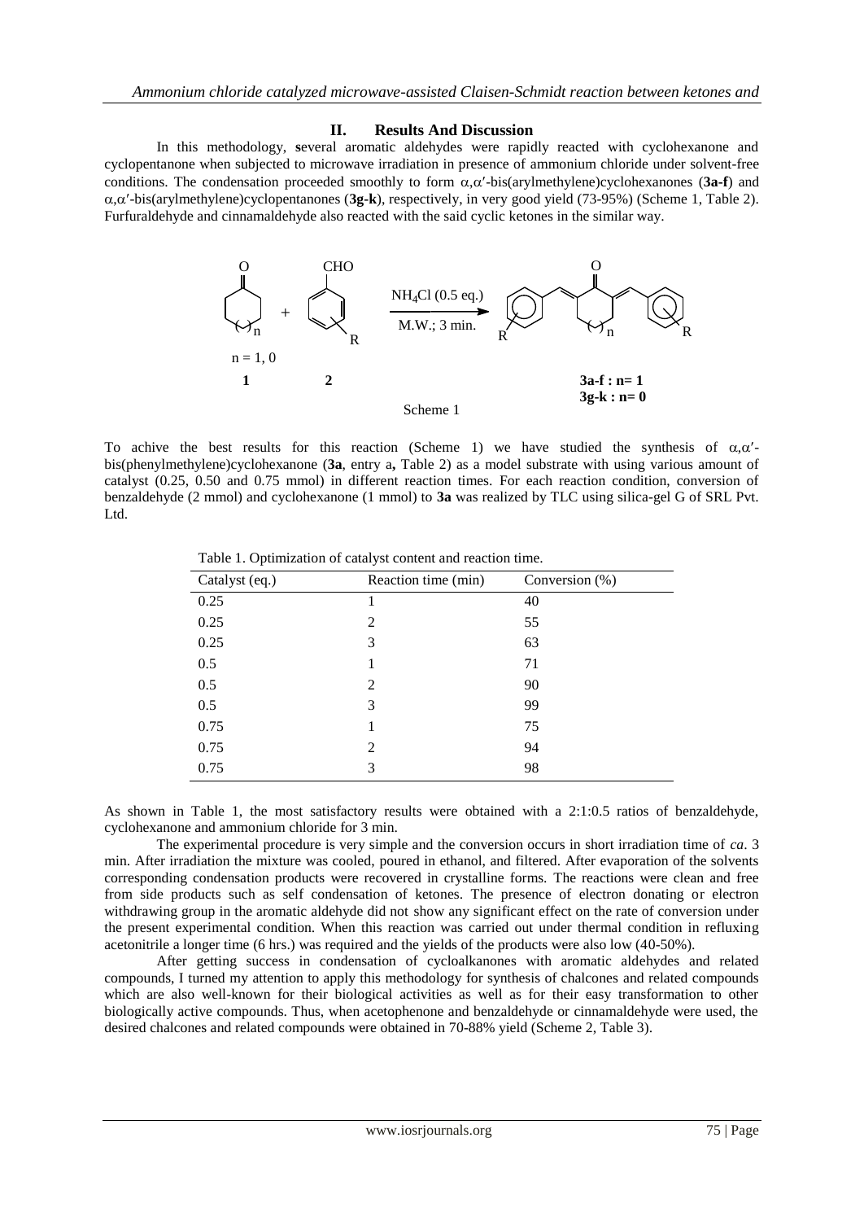## II. Results And Discussion

In this methodology, **s**everal aromatic aldehydes were rapidly reacted with cyclohexanone and cyclopentanone when subjected to microwave irradiation in presence of ammonium chloride under solvent-free conditions. The condensation proceeded smoothly to form $\alpha,\alpha'$-bis(arylmethylene)cyclohexanones (**3a-f**) and $\alpha,\alpha'$-bis(arylmethylene)cyclopentanones (**3g-k**), respectively, in very good yield (73-95%) (Scheme 1, Table 2). Furfuraldehyde and cinnamaldehyde also reacted with the said cyclic ketones in the similar way.

$NH_4Cl$ (0.5 eq.), M.W.; 3 min.

n = 1, 0

**1** **2** **3a-f : n= 1** **3g-k : n= 0**

Scheme 1

To achive the best results for this reaction (Scheme 1) we have studied the synthesis of $\alpha,\alpha'$-bis(phenylmethylene)cyclohexanone (**3a**, entry a**,** Table 2) as a model substrate with using various amount of catalyst (0.25, 0.50 and 0.75 mmol) in different reaction times. For each reaction condition, conversion of benzaldehyde (2 mmol) and cyclohexanone (1 mmol) to **3a** was realized by TLC using silica-gel G of SRL Pvt. Ltd.

Table 1. Optimization of catalyst content and reaction time.

| Catalyst (eq.) | Reaction time (min) | Conversion (%) |
|---|---|---|
| 0.25 | 1 | 40 |
| 0.25 | 2 | 55 |
| 0.25 | 3 | 63 |
| 0.5 | 1 | 71 |
| 0.5 | 2 | 90 |
| 0.5 | 3 | 99 |
| 0.75 | 1 | 75 |
| 0.75 | 2 | 94 |
| 0.75 | 3 | 98 |

As shown in Table 1, the most satisfactory results were obtained with a 2:1:0.5 ratios of benzaldehyde, cyclohexanone and ammonium chloride for 3 min.

The experimental procedure is very simple and the conversion occurs in short irradiation time of *ca*. 3 min. After irradiation the mixture was cooled, poured in ethanol, and filtered. After evaporation of the solvents corresponding condensation products were recovered in crystalline forms. The reactions were clean and free from side products such as self condensation of ketones. The presence of electron donating or electron withdrawing group in the aromatic aldehyde did not show any significant effect on the rate of conversion under the present experimental condition. When this reaction was carried out under thermal condition in refluxing acetonitrile a longer time (6 hrs.) was required and the yields of the products were also low (40-50%).

After getting success in condensation of cycloalkanones with aromatic aldehydes and related compounds, I turned my attention to apply this methodology for synthesis of chalcones and related compounds which are also well-known for their biological activities as well as for their easy transformation to other biologically active compounds. Thus, when acetophenone and benzaldehyde or cinnamaldehyde were used, the desired chalcones and related compounds were obtained in 70-88% yield (Scheme 2, Table 3).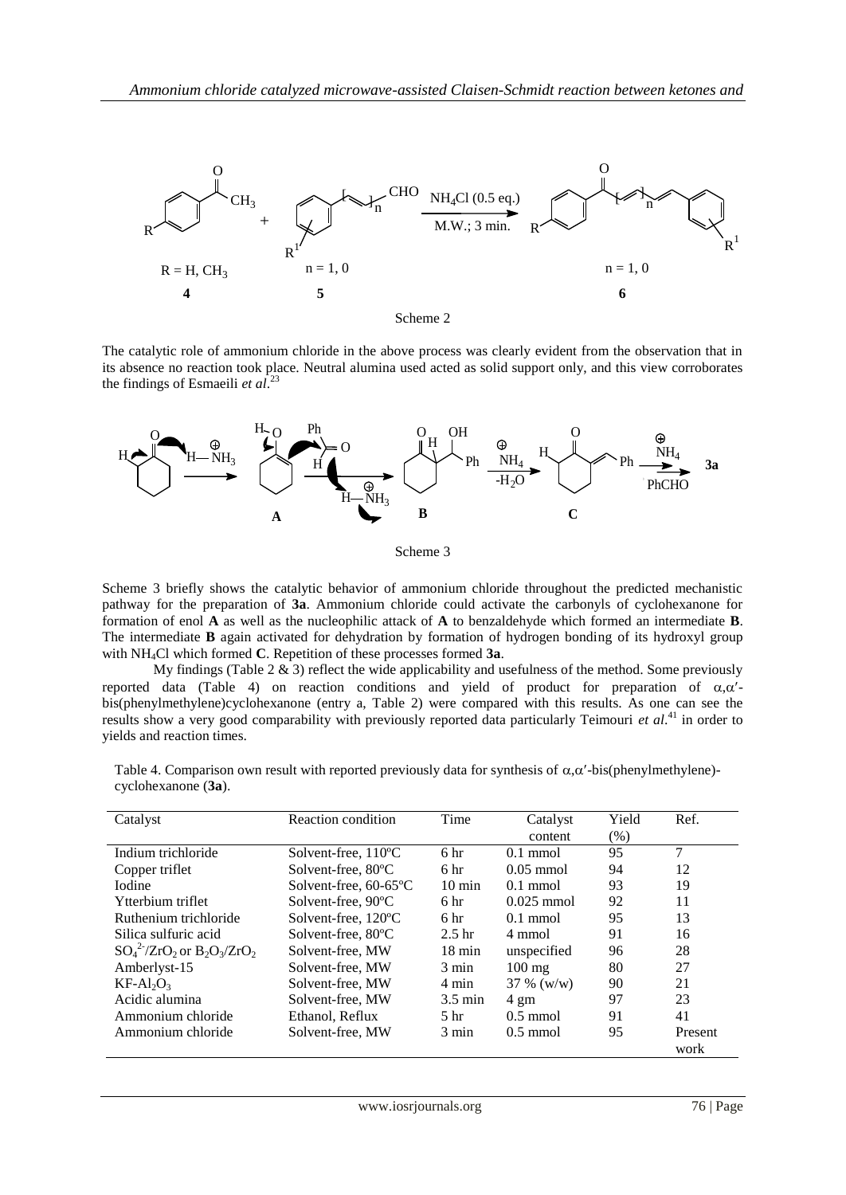Scheme 2

The catalytic role of ammonium chloride in the above process was clearly evident from the observation that in its absence no reaction took place. Neutral alumina used acted as solid support only, and this view corroborates the findings of Esmaeili *et al*.[23]

Scheme 3

Scheme 3 briefly shows the catalytic behavior of ammonium chloride throughout the predicted mechanistic pathway for the preparation of **3a**. Ammonium chloride could activate the carbonyls of cyclohexanone for formation of enol **A** as well as the nucleophilic attack of **A** to benzaldehyde which formed an intermediate **B**. The intermediate **B** again activated for dehydration by formation of hydrogen bonding of its hydroxyl group with $NH_4Cl$ which formed **C**. Repetition of these processes formed **3a**.

My findings (Table 2 & 3) reflect the wide applicability and usefulness of the method. Some previously reported data (Table 4) on reaction conditions and yield of product for preparation of α,α′-bis(phenylmethylene)cyclohexanone (entry a, Table 2) were compared with this results. As one can see the results show a very good comparability with previously reported data particularly Teimouri *et al*.[41] in order to yields and reaction times.

Table 4. Comparison own result with reported previously data for synthesis of α,α′-bis(phenylmethylene)-cyclohexanone (**3a**).

| Catalyst | Reaction condition | Time | Catalyst content | Yield (%) | Ref. |
|---|---|---|---|---|---|
| Indium trichloride | Solvent-free, 110ºC | 6 hr | 0.1 mmol | 95 | 7 |
| Copper triflet | Solvent-free, 80ºC | 6 hr | 0.05 mmol | 94 | 12 |
| Iodine | Solvent-free, 60-65ºC | 10 min | 0.1 mmol | 93 | 19 |
| Ytterbium triflet | Solvent-free, 90ºC | 6 hr | 0.025 mmol | 92 | 11 |
| Ruthenium trichloride | Solvent-free, 120ºC | 6 hr | 0.1 mmol | 95 | 13 |
| Silica sulfuric acid | Solvent-free, 80ºC | 2.5 hr | 4 mmol | 91 | 16 |
| $SO_4^{2-}/ZrO_2$ or $B_2O_3/ZrO_2$ | Solvent-free, MW | 18 min | unspecified | 96 | 28 |
| Amberlyst-15 | Solvent-free, MW | 3 min | 100 mg | 80 | 27 |
| $KF\text{-}Al_2O_3$ | Solvent-free, MW | 4 min | 37 % (w/w) | 90 | 21 |
| Acidic alumina | Solvent-free, MW | 3.5 min | 4 gm | 97 | 23 |
| Ammonium chloride | Ethanol, Reflux | 5 hr | 0.5 mmol | 91 | 41 |
| Ammonium chloride | Solvent-free, MW | 3 min | 0.5 mmol | 95 | Present work |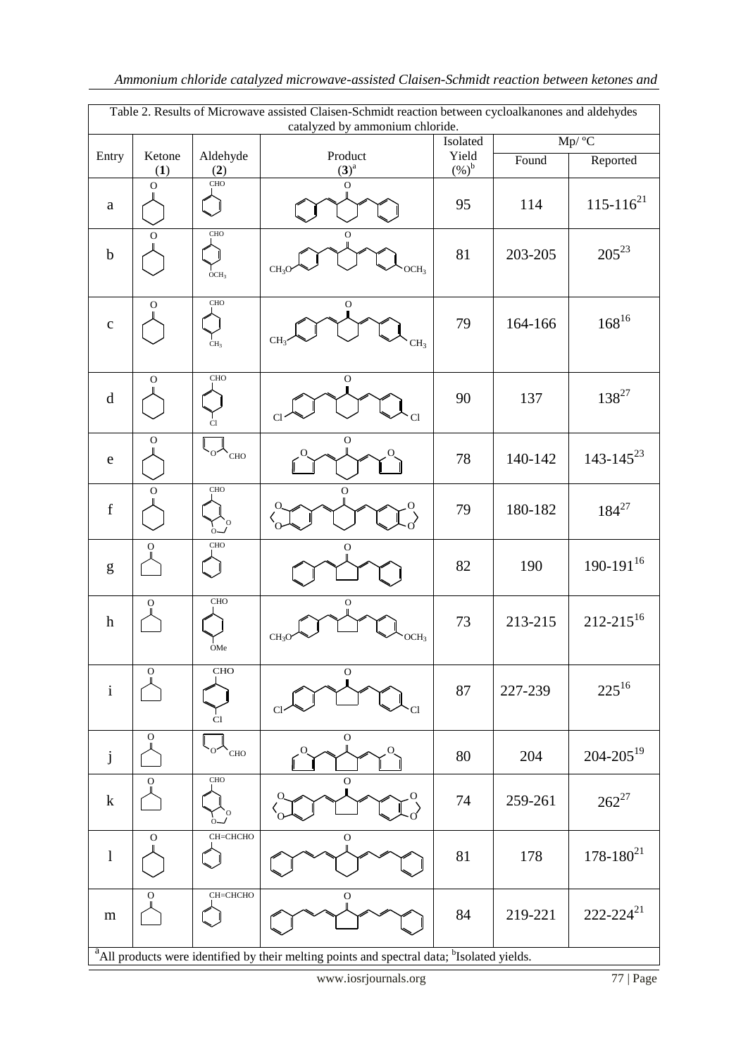Table 2. Results of Microwave assisted Claisen-Schmidt reaction between cycloalkanones and aldehydes catalyzed by ammonium chloride.

| Entry | Ketone (**1**) | Aldehyde (**2**) | Product (**3**)[a] | Isolated Yield (%)[b] | Mp/ °C Found | Mp/ °C Reported |
|---|---|---|---|---|---|---|
| a | Cyclohexanone | Benzaldehyde | | 95 | 114 | 115-116[21] |
| b | Cyclohexanone | 4-OCH$_3$-benzaldehyde | | 81 | 203-205 | 205[23] |
| c | Cyclohexanone | 4-CH$_3$-benzaldehyde | | 79 | 164-166 | 168[16] |
| d | Cyclohexanone | 4-Cl-benzaldehyde | | 90 | 137 | 138[27] |
| e | Cyclohexanone | Furfural | | 78 | 140-142 | 143-145[23] |
| f | Cyclohexanone | Piperonal | | 79 | 180-182 | 184[27] |
| g | Cyclopentanone | Benzaldehyde | | 82 | 190 | 190-191[16] |
| h | Cyclopentanone | 4-OMe-benzaldehyde | | 73 | 213-215 | 212-215[16] |
| i | Cyclopentanone | 4-Cl-benzaldehyde | | 87 | 227-239 | 225[16] |
| j | Cyclopentanone | Furfural | | 80 | 204 | 204-205[19] |
| k | Cyclopentanone | Piperonal | | 74 | 259-261 | 262[27] |
| l | Cyclohexanone | CH=CHCHO (cinnamaldehyde) | | 81 | 178 | 178-180[21] |
| m | Cyclopentanone | CH=CHCHO (cinnamaldehyde) | | 84 | 219-221 | 222-224[21] |

[a]All products were identified by their melting points and spectral data; [b]Isolated yields.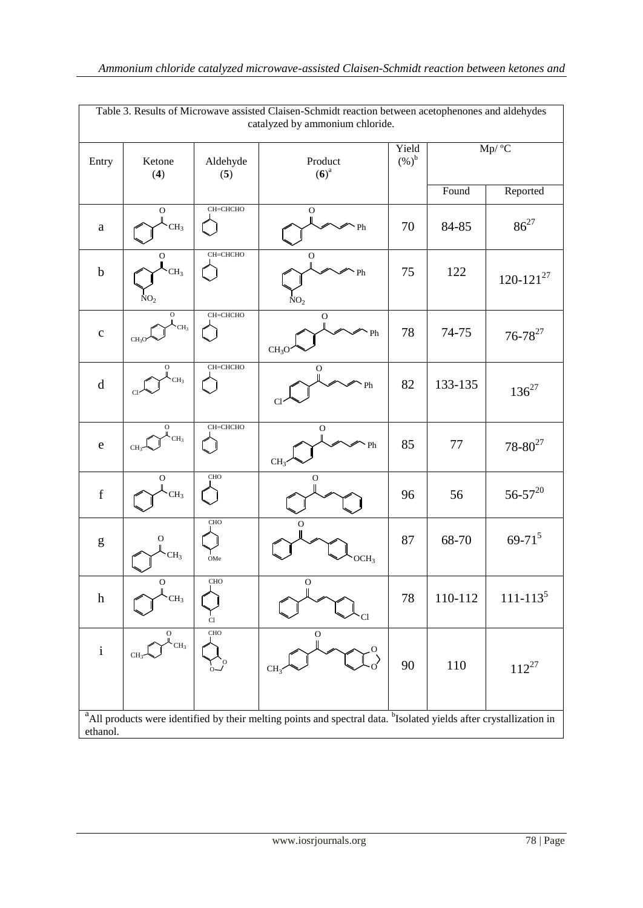Table 3. Results of Microwave assisted Claisen-Schmidt reaction between acetophenones and aldehydes catalyzed by ammonium chloride.

| Entry | Ketone (**4**) | Aldehyde (**5**) | Product (**6**)[a] | Yield (%)[b] | Mp/ °C | |
|---|---|---|---|---|---|---|
| | | | | | Found | Reported |
| a | Acetophenone | Cinnamaldehyde (CH=CHCHO) | PhCOCH=CH–CH=CHPh | 70 | 84-85 | 86[27] |
| b | 3-Nitroacetophenone ($NO_2$) | Cinnamaldehyde (CH=CHCHO) | 3-$NO_2$-C$_6$H$_4$COCH=CH–CH=CHPh | 75 | 122 | 120-121[27] |
| c | 4-Methoxyacetophenone ($CH_3O$) | Cinnamaldehyde (CH=CHCHO) | 4-$CH_3O$-C$_6$H$_4$COCH=CH–CH=CHPh | 78 | 74-75 | 76-78[27] |
| d | 4-Chloroacetophenone (Cl) | Cinnamaldehyde (CH=CHCHO) | 4-Cl-C$_6$H$_4$COCH=CH–CH=CHPh | 82 | 133-135 | 136[27] |
| e | 4-Methylacetophenone ($CH_3$) | Cinnamaldehyde (CH=CHCHO) | 4-$CH_3$-C$_6$H$_4$COCH=CH–CH=CHPh | 85 | 77 | 78-80[27] |
| f | Acetophenone | Benzaldehyde (CHO) | PhCOCH=CHPh | 96 | 56 | 56-57[20] |
| g | Acetophenone | 4-Methoxybenzaldehyde (OMe) | PhCOCH=CH-C$_6$H$_4$-4-$OCH_3$ | 87 | 68-70 | 69-71[5] |
| h | Acetophenone | 4-Chlorobenzaldehyde (Cl) | PhCOCH=CH-C$_6$H$_4$-4-Cl | 78 | 110-112 | 111-113[5] |
| i | 4-Methylacetophenone ($CH_3$) | Piperonal (3,4-methylenedioxybenzaldehyde) | 4-$CH_3$-C$_6$H$_4$COCH=CH-(3,4-methylenedioxyphenyl) | 90 | 110 | 112[27] |

[a]All products were identified by their melting points and spectral data. [b]Isolated yields after crystallization in ethanol.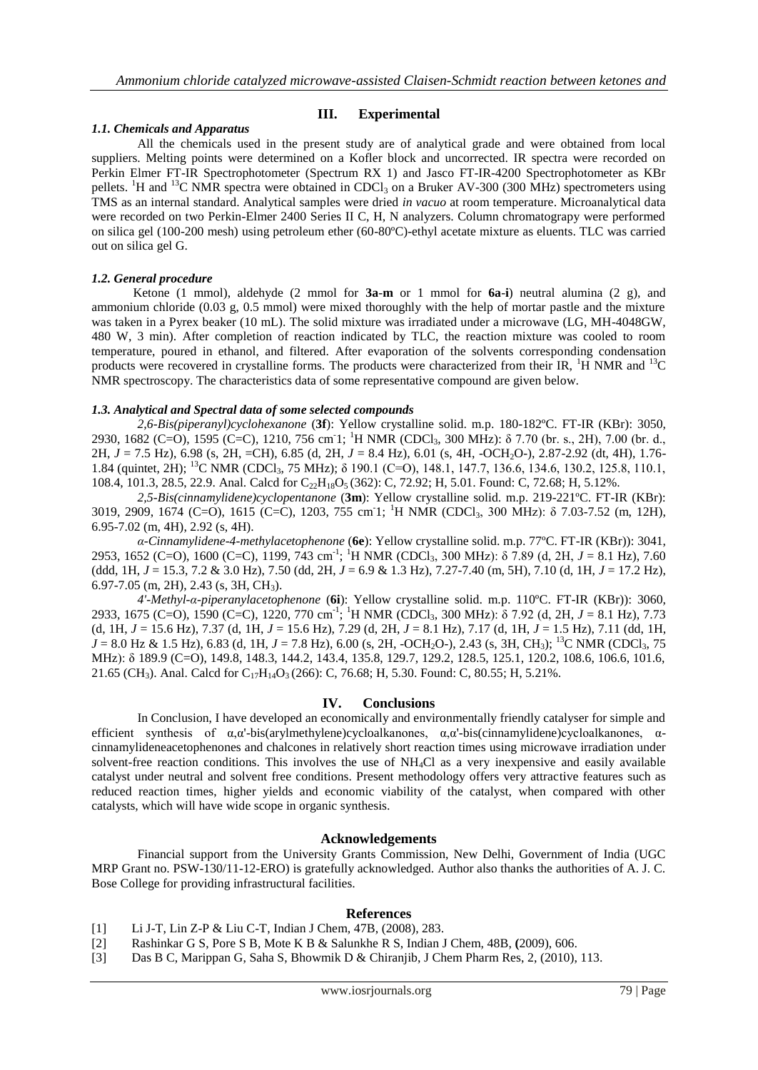## III. Experimental

### *1.1. Chemicals and Apparatus*

All the chemicals used in the present study are of analytical grade and were obtained from local suppliers. Melting points were determined on a Kofler block and uncorrected. IR spectra were recorded on Perkin Elmer FT-IR Spectrophotometer (Spectrum RX 1) and Jasco FT-IR-4200 Spectrophotometer as KBr pellets. $^1$H and $^{13}$C NMR spectra were obtained in $CDCl_3$ on a Bruker AV-300 (300 MHz) spectrometers using TMS as an internal standard. Analytical samples were dried *in vacuo* at room temperature. Microanalytical data were recorded on two Perkin-Elmer 2400 Series II C, H, N analyzers. Column chromatograpy were performed on silica gel (100-200 mesh) using petroleum ether (60-80ºC)-ethyl acetate mixture as eluents. TLC was carried out on silica gel G.

### *1.2. General procedure*

Ketone (1 mmol), aldehyde (2 mmol for **3a-m** or 1 mmol for **6a-i**) neutral alumina (2 g), and ammonium chloride (0.03 g, 0.5 mmol) were mixed thoroughly with the help of mortar pastle and the mixture was taken in a Pyrex beaker (10 mL). The solid mixture was irradiated under a microwave (LG, MH-4048GW, 480 W, 3 min). After completion of reaction indicated by TLC, the reaction mixture was cooled to room temperature, poured in ethanol, and filtered. After evaporation of the solvents corresponding condensation products were recovered in crystalline forms. The products were characterized from their IR, $^1$H NMR and $^{13}$C NMR spectroscopy. The characteristics data of some representative compound are given below.

### *1.3. Analytical and Spectral data of some selected compounds*

*2,6-Bis(piperanyl)cyclohexanone* (**3f**): Yellow crystalline solid. m.p. 180-182ºC. FT-IR (KBr): 3050, 2930, 1682 (C=O), 1595 (C=C), 1210, 756 cm$^{-}$1; $^1$H NMR ($CDCl_3$, 300 MHz): δ 7.70 (br. s., 2H), 7.00 (br. d., 2H, $J$ = 7.5 Hz), 6.98 (s, 2H, =CH), 6.85 (d, 2H, $J$ = 8.4 Hz), 6.01 (s, 4H, -$OCH_2O$-), 2.87-2.92 (dt, 4H), 1.76-1.84 (quintet, 2H); $^{13}$C NMR ($CDCl_3$, 75 MHz); δ 190.1 (C=O), 148.1, 147.7, 136.6, 134.6, 130.2, 125.8, 110.1, 108.4, 101.3, 28.5, 22.9. Anal. Calcd for $C_{22}H_{18}O_5$ (362): C, 72.92; H, 5.01. Found: C, 72.68; H, 5.12%.

*2,5-Bis(cinnamylidene)cyclopentanone* (**3m**): Yellow crystalline solid. m.p. 219-221ºC. FT-IR (KBr): 3019, 2909, 1674 (C=O), 1615 (C=C), 1203, 755 cm$^{-}$1; $^1$H NMR ($CDCl_3$, 300 MHz): δ 7.03-7.52 (m, 12H), 6.95-7.02 (m, 4H), 2.92 (s, 4H).

*α-Cinnamylidene-4-methylacetophenone* (**6e**): Yellow crystalline solid. m.p. 77ºC. FT-IR (KBr)): 3041, 2953, 1652 (C=O), 1600 (C=C), 1199, 743 cm$^{-1}$; $^1$H NMR ($CDCl_3$, 300 MHz): δ 7.89 (d, 2H, $J$ = 8.1 Hz), 7.60 (ddd, 1H, $J$ = 15.3, 7.2 & 3.0 Hz), 7.50 (dd, 2H, $J$ = 6.9 & 1.3 Hz), 7.27-7.40 (m, 5H), 7.10 (d, 1H, $J$ = 17.2 Hz), 6.97-7.05 (m, 2H), 2.43 (s, 3H, $CH_3$).

*4'-Methyl-α-piperanylacetophenone* (**6i**): Yellow crystalline solid. m.p. 110ºC. FT-IR (KBr)): 3060, 2933, 1675 (C=O), 1590 (C=C), 1220, 770 cm$^{-1}$; $^1$H NMR ($CDCl_3$, 300 MHz): δ 7.92 (d, 2H, $J$ = 8.1 Hz), 7.73 (d, 1H, $J$ = 15.6 Hz), 7.37 (d, 1H, $J$ = 15.6 Hz), 7.29 (d, 2H, $J$ = 8.1 Hz), 7.17 (d, 1H, $J$ = 1.5 Hz), 7.11 (dd, 1H, $J$ = 8.0 Hz & 1.5 Hz), 6.83 (d, 1H, $J$ = 7.8 Hz), 6.00 (s, 2H, -$OCH_2O$-), 2.43 (s, 3H, $CH_3$); $^{13}$C NMR ($CDCl_3$, 75 MHz): δ 189.9 (C=O), 149.8, 148.3, 144.2, 143.4, 135.8, 129.7, 129.2, 128.5, 125.1, 120.2, 108.6, 106.6, 101.6, 21.65 ($CH_3$). Anal. Calcd for $C_{17}H_{14}O_3$ (266): C, 76.68; H, 5.30. Found: C, 80.55; H, 5.21%.

## IV. Conclusions

In Conclusion, I have developed an economically and environmentally friendly catalyser for simple and efficient synthesis of α,α'-bis(arylmethylene)cycloalkanones, α,α'-bis(cinnamylidene)cycloalkanones, α-cinnamylideneacetophenones and chalcones in relatively short reaction times using microwave irradiation under solvent-free reaction conditions. This involves the use of $NH_4Cl$ as a very inexpensive and easily available catalyst under neutral and solvent free conditions. Present methodology offers very attractive features such as reduced reaction times, higher yields and economic viability of the catalyst, when compared with other catalysts, which will have wide scope in organic synthesis.

## Acknowledgements

Financial support from the University Grants Commission, New Delhi, Government of India (UGC MRP Grant no. PSW-130/11-12-ERO) is gratefully acknowledged. Author also thanks the authorities of A. J. C. Bose College for providing infrastructural facilities.

## References

[1] Li J-T, Lin Z-P & Liu C-T, Indian J Chem, 47B, (2008), 283.

[2] Rashinkar G S, Pore S B, Mote K B & Salunkhe R S, Indian J Chem, 48B, **(**2009), 606.

[3] Das B C, Marippan G, Saha S, Bhowmik D & Chiranjib, J Chem Pharm Res, 2, (2010), 113.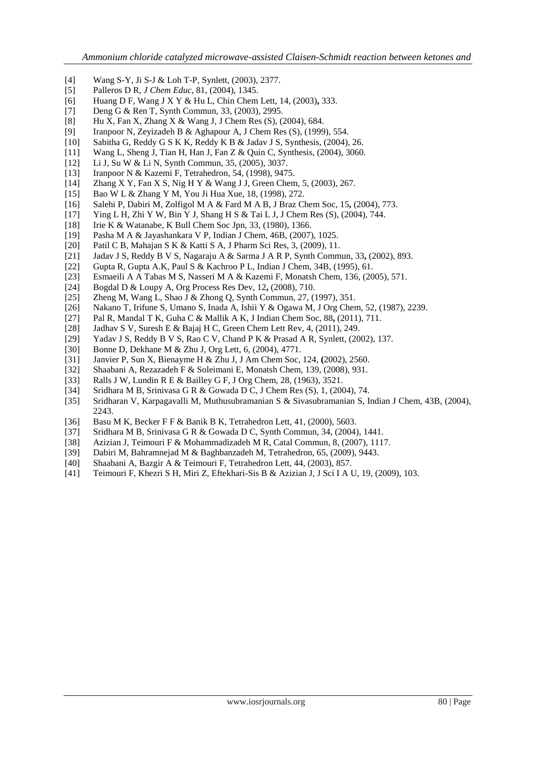[4] Wang S-Y, Ji S-J & Loh T-P, Synlett, (2003), 2377.
[5] Palleros D R, *J Chem Educ*, 81, (2004), 1345.
[6] Huang D F, Wang J X Y & Hu L, Chin Chem Lett, 14, (2003), 333.
[7] Deng G & Ren T, Synth Commun, 33, (2003), 2995.
[8] Hu X, Fan X, Zhang X & Wang J, J Chem Res (S), (2004), 684.
[9] Iranpoor N, Zeyizadeh B & Aghapour A, J Chem Res (S), (1999), 554.
[10] Sabitha G, Reddy G S K K, Reddy K B & Jadav J S, Synthesis, (2004), 26.
[11] Wang L, Sheng J, Tian H, Han J, Fan Z & Quin C, Synthesis, (2004), 3060.
[12] Li J, Su W & Li N, Synth Commun, 35, (2005), 3037.
[13] Iranpoor N & Kazemi F, Tetrahedron, 54, (1998), 9475.
[14] Zhang X Y, Fan X S, Nig H Y & Wang J J, Green Chem, 5, (2003), 267.
[15] Bao W L & Zhang Y M, You Ji Hua Xue, 18, (1998), 272.
[16] Salehi P, Dabiri M, Zolfigol M A & Fard M A B, J Braz Chem Soc, 15, (2004), 773.
[17] Ying L H, Zhi Y W, Bin Y J, Shang H S & Tai L J, J Chem Res (S), (2004), 744.
[18] Irie K & Watanabe, K Bull Chem Soc Jpn, 33, (1980), 1366.
[19] Pasha M A & Jayashankara V P, Indian J Chem, 46B, (2007), 1025.
[20] Patil C B, Mahajan S K & Katti S A, J Pharm Sci Res, 3, (2009), 11.
[21] Jadav J S, Reddy B V S, Nagaraju A & Sarma J A R P, Synth Commun, 33, (2002), 893.
[22] Gupta R, Gupta A.K, Paul S & Kachroo P L, Indian J Chem, 34B, (1995), 61.
[23] Esmaeili A A Tabas M S, Nasseri M A & Kazemi F, Monatsh Chem, 136, (2005), 571.
[24] Bogdal D & Loupy A, Org Process Res Dev, 12, (2008), 710.
[25] Zheng M, Wang L, Shao J & Zhong Q, Synth Commun, 27, (1997), 351.
[26] Nakano T, Irifune S, Umano S, Inada A, Ishii Y & Ogawa M, J Org Chem, 52, (1987), 2239.
[27] Pal R, Mandal T K, Guha C & Mallik A K, J Indian Chem Soc, 88, (2011), 711.
[28] Jadhav S V, Suresh E & Bajaj H C, Green Chem Lett Rev, 4, (2011), 249.
[29] Yadav J S, Reddy B V S, Rao C V, Chand P K & Prasad A R, Synlett, (2002), 137.
[30] Bonne D, Dekhane M & Zhu J, Org Lett, 6, (2004), 4771.
[31] Janvier P, Sun X, Bienayme H & Zhu J, J Am Chem Soc, 124, (2002), 2560.
[32] Shaabani A, Rezazadeh F & Soleimani E, Monatsh Chem, 139, (2008), 931.
[33] Ralls J W, Lundin R E & Bailley G F, J Org Chem, 28, (1963), 3521.
[34] Sridhara M B, Srinivasa G R & Gowada D C, J Chem Res (S), 1, (2004), 74.
[35] Sridharan V, Karpagavalli M, Muthusubramanian S & Sivasubramanian S, Indian J Chem, 43B, (2004), 2243.
[36] Basu M K, Becker F F & Banik B K, Tetrahedron Lett, 41, (2000), 5603.
[37] Sridhara M B, Srinivasa G R & Gowada D C, Synth Commun, 34, (2004), 1441.
[38] Azizian J, Teimouri F & Mohammadizadeh M R, Catal Commun, 8, (2007), 1117.
[39] Dabiri M, Bahramnejad M & Baghbanzadeh M, Tetrahedron, 65, (2009), 9443.
[40] Shaabani A, Bazgir A & Teimouri F, Tetrahedron Lett, 44, (2003), 857.
[41] Teimouri F, Khezri S H, Miri Z, Eftekhari-Sis B & Azizian J, J Sci I A U, 19, (2009), 103.